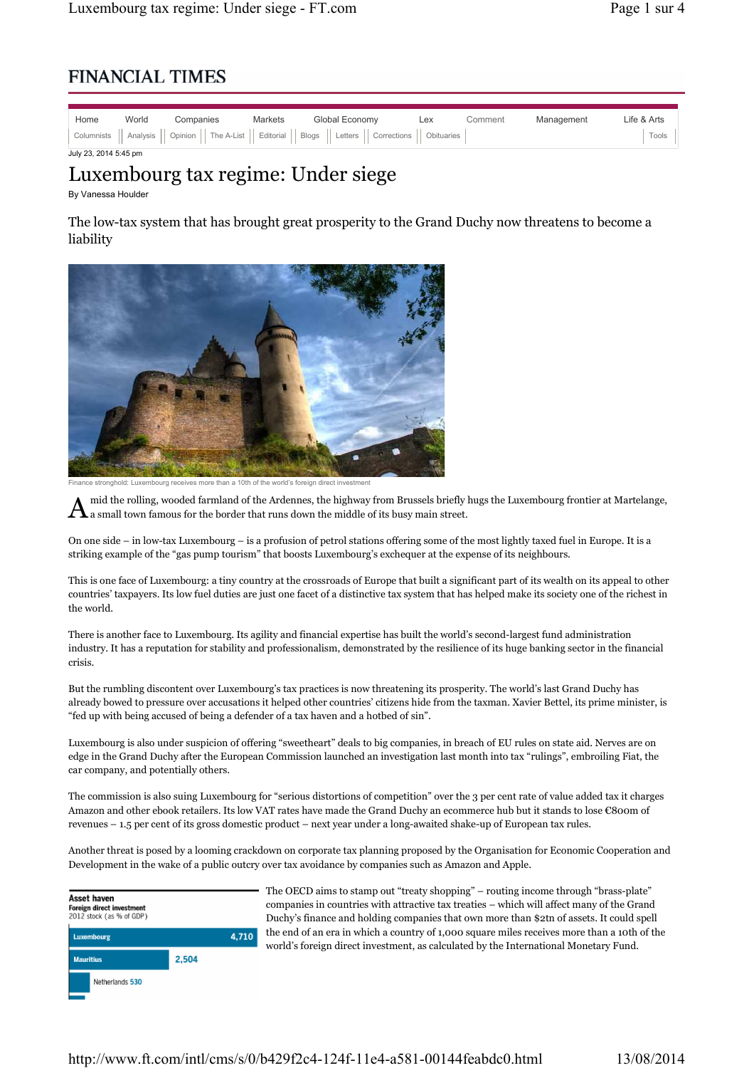# Luxembourg tax regime: Under siege

By Vanessa Houlder

July 23, 2014 5:45 pm

The low-tax system that has brought great prosperity to the Grand Duchy now threatens to become a liability

Finance stronghold: Luxembourg receives more than a 10th of the world's foreign direct investment

Amid the rolling, wooded farmland of the Ardennes, the highway from Brussels briefly hugs the Luxembourg frontier at Martelange, a small town famous for the border that runs down the middle of its busy main street.

On one side – in low-tax Luxembourg – is a profusion of petrol stations offering some of the most lightly taxed fuel in Europe. It is a striking example of the "gas pump tourism" that boosts Luxembourg's exchequer at the expense of its neighbours.

This is one face of Luxembourg: a tiny country at the crossroads of Europe that built a significant part of its wealth on its appeal to other countries' taxpayers. Its low fuel duties are just one facet of a distinctive tax system that has helped make its society one of the richest in the world.

There is another face to Luxembourg. Its agility and financial expertise has built the world's second-largest fund administration industry. It has a reputation for stability and professionalism, demonstrated by the resilience of its huge banking sector in the financial crisis.

But the rumbling discontent over Luxembourg's tax practices is now threatening its prosperity. The world's last Grand Duchy has already bowed to pressure over accusations it helped other countries' citizens hide from the taxman. Xavier Bettel, its prime minister, is "fed up with being accused of being a defender of a tax haven and a hotbed of sin".

Luxembourg is also under suspicion of offering "sweetheart" deals to big companies, in breach of EU rules on state aid. Nerves are on edge in the Grand Duchy after the European Commission launched an investigation last month into tax "rulings", embroiling Fiat, the car company, and potentially others.

The commission is also suing Luxembourg for "serious distortions of competition" over the 3 per cent rate of value added tax it charges Amazon and other ebook retailers. Its low VAT rates have made the Grand Duchy an ecommerce hub but it stands to lose €800m of revenues – 1.5 per cent of its gross domestic product – next year under a long-awaited shake-up of European tax rules.

Another threat is posed by a looming crackdown on corporate tax planning proposed by the Organisation for Economic Cooperation and Development in the wake of a public outcry over tax avoidance by companies such as Amazon and Apple.

**Asset haven**
Foreign direct investment
2012 stock (as % of GDP)

| Country | % of GDP |
|---|---|
| Luxembourg | 4,710 |
| Mauritius | 2,504 |
| Netherlands | 530 |

The OECD aims to stamp out "treaty shopping" – routing income through "brass-plate" companies in countries with attractive tax treaties – which will affect many of the Grand Duchy's finance and holding companies that own more than $2tn of assets. It could spell the end of an era in which a country of 1,000 square miles receives more than a 10th of the world's foreign direct investment, as calculated by the International Monetary Fund.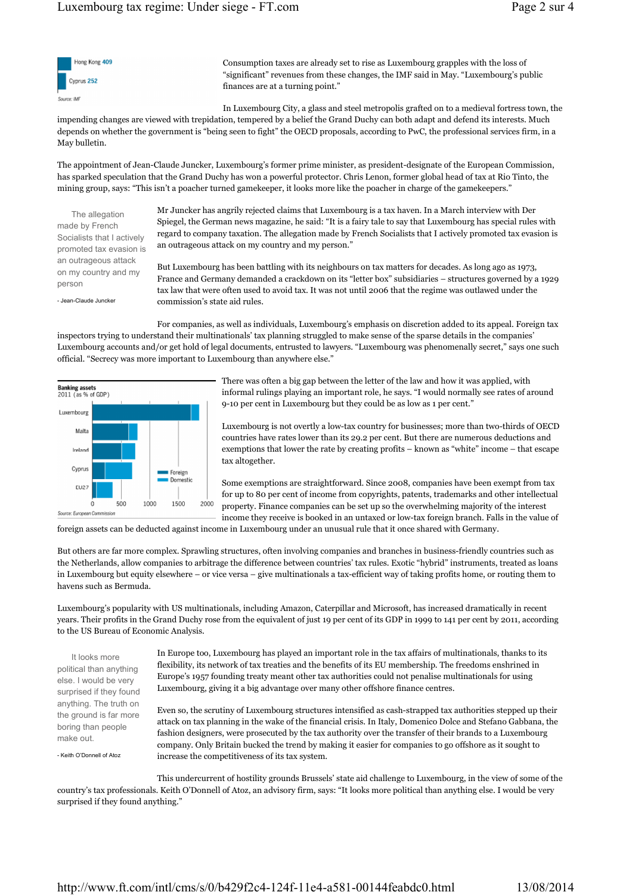Hong Kong 409

Cyprus 252

Source: IMF

Consumption taxes are already set to rise as Luxembourg grapples with the loss of "significant" revenues from these changes, the IMF said in May. "Luxembourg's public finances are at a turning point."

In Luxembourg City, a glass and steel metropolis grafted on to a medieval fortress town, the impending changes are viewed with trepidation, tempered by a belief the Grand Duchy can both adapt and defend its interests. Much depends on whether the government is "being seen to fight" the OECD proposals, according to PwC, the professional services firm, in a May bulletin.

The appointment of Jean-Claude Juncker, Luxembourg's former prime minister, as president-designate of the European Commission, has sparked speculation that the Grand Duchy has won a powerful protector. Chris Lenon, former global head of tax at Rio Tinto, the mining group, says: "This isn't a poacher turned gamekeeper, it looks more like the poacher in charge of the gamekeepers."

> The allegation made by French Socialists that I actively promoted tax evasion is an outrageous attack on my country and my person
>
> \- Jean-Claude Juncker

Mr Juncker has angrily rejected claims that Luxembourg is a tax haven. In a March interview with Der Spiegel, the German news magazine, he said: "It is a fairy tale to say that Luxembourg has special rules with regard to company taxation. The allegation made by French Socialists that I actively promoted tax evasion is an outrageous attack on my country and my person."

But Luxembourg has been battling with its neighbours on tax matters for decades. As long ago as 1973, France and Germany demanded a crackdown on its "letter box" subsidiaries – structures governed by a 1929 tax law that were often used to avoid tax. It was not until 2006 that the regime was outlawed under the commission's state aid rules.

For companies, as well as individuals, Luxembourg's emphasis on discretion added to its appeal. Foreign tax inspectors trying to understand their multinationals' tax planning struggled to make sense of the sparse details in the companies' Luxembourg accounts and/or get hold of legal documents, entrusted to lawyers. "Luxembourg was phenomenally secret," says one such official. "Secrecy was more important to Luxembourg than anywhere else."

**Banking assets**
2011 (as % of GDP)

Luxembourg, Malta, Ireland, Cyprus, EU27 — Foreign / Domestic (0, 500, 1000, 1500, 2000)

Source: European Commission

There was often a big gap between the letter of the law and how it was applied, with informal rulings playing an important role, he says. "I would normally see rates of around 9-10 per cent in Luxembourg but they could be as low as 1 per cent."

Luxembourg is not overtly a low-tax country for businesses; more than two-thirds of OECD countries have rates lower than its 29.2 per cent. But there are numerous deductions and exemptions that lower the rate by creating profits – known as "white" income – that escape tax altogether.

Some exemptions are straightforward. Since 2008, companies have been exempt from tax for up to 80 per cent of income from copyrights, patents, trademarks and other intellectual property. Finance companies can be set up so the overwhelming majority of the interest income they receive is booked in an untaxed or low-tax foreign branch. Falls in the value of foreign assets can be deducted against income in Luxembourg under an unusual rule that it once shared with Germany.

But others are far more complex. Sprawling structures, often involving companies and branches in business-friendly countries such as the Netherlands, allow companies to arbitrage the difference between countries' tax rules. Exotic "hybrid" instruments, treated as loans in Luxembourg but equity elsewhere – or vice versa – give multinationals a tax-efficient way of taking profits home, or routing them to havens such as Bermuda.

Luxembourg's popularity with US multinationals, including Amazon, Caterpillar and Microsoft, has increased dramatically in recent years. Their profits in the Grand Duchy rose from the equivalent of just 19 per cent of its GDP in 1999 to 141 per cent by 2011, according to the US Bureau of Economic Analysis.

> It looks more political than anything else. I would be very surprised if they found anything. The truth on the ground is far more boring than people make out.
>
> \- Keith O'Donnell of Atoz

In Europe too, Luxembourg has played an important role in the tax affairs of multinationals, thanks to its flexibility, its network of tax treaties and the benefits of its EU membership. The freedoms enshrined in Europe's 1957 founding treaty meant other tax authorities could not penalise multinationals for using Luxembourg, giving it a big advantage over many other offshore finance centres.

Even so, the scrutiny of Luxembourg structures intensified as cash-strapped tax authorities stepped up their attack on tax planning in the wake of the financial crisis. In Italy, Domenico Dolce and Stefano Gabbana, the fashion designers, were prosecuted by the tax authority over the transfer of their brands to a Luxembourg company. Only Britain bucked the trend by making it easier for companies to go offshore as it sought to increase the competitiveness of its tax system.

This undercurrent of hostility grounds Brussels' state aid challenge to Luxembourg, in the view of some of the country's tax professionals. Keith O'Donnell of Atoz, an advisory firm, says: "It looks more political than anything else. I would be very surprised if they found anything."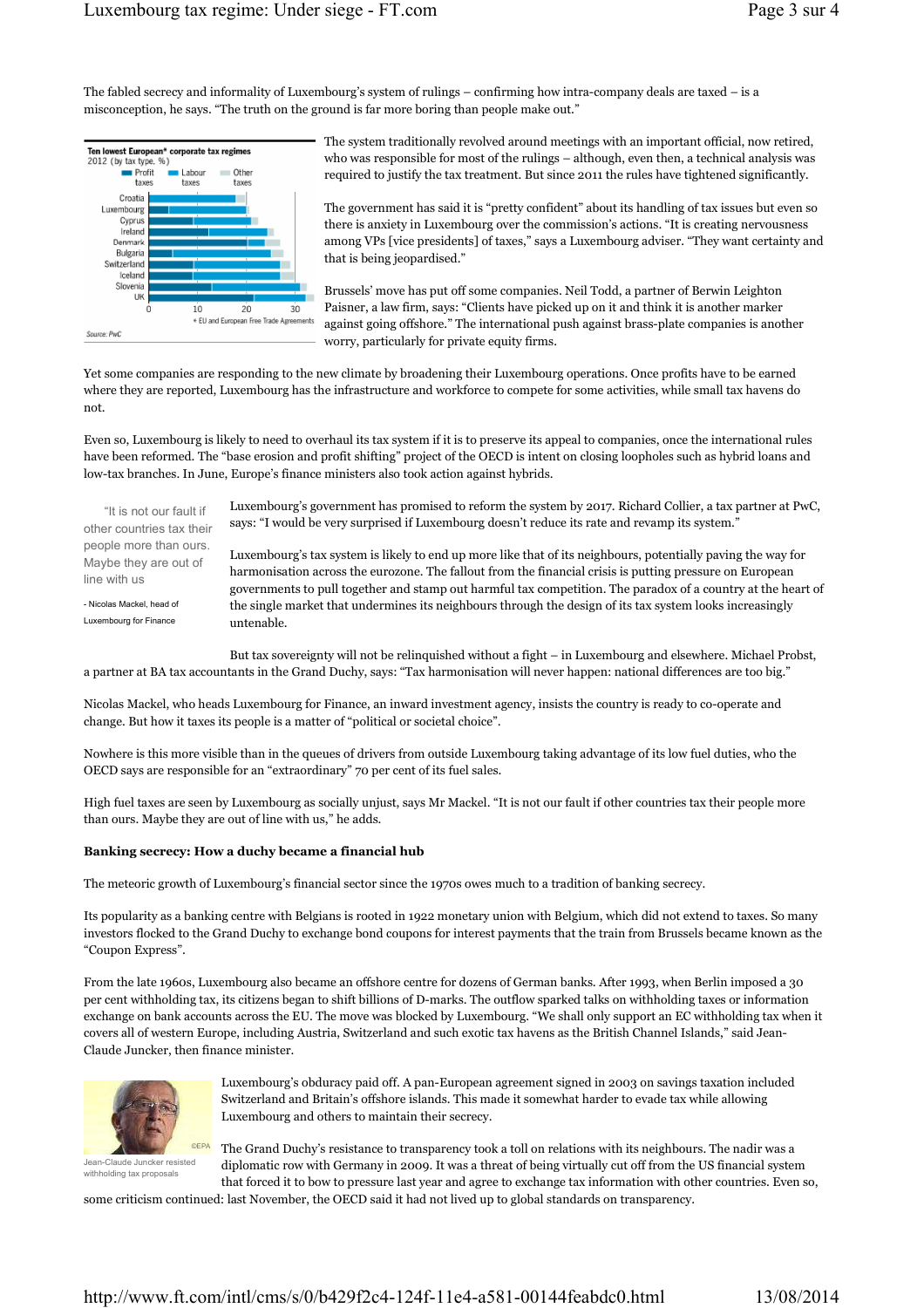The fabled secrecy and informality of Luxembourg's system of rulings – confirming how intra-company deals are taxed – is a misconception, he says. "The truth on the ground is far more boring than people make out."

**Ten lowest European* corporate tax regimes**
2012 (by tax type, %)
Profit taxes | Labour taxes | Other taxes

Croatia, Luxembourg, Cyprus, Ireland, Denmark, Bulgaria, Switzerland, Iceland, Slovenia, UK

\* EU and European Free Trade Agreements

Source: PwC

The system traditionally revolved around meetings with an important official, now retired, who was responsible for most of the rulings – although, even then, a technical analysis was required to justify the tax treatment. But since 2011 the rules have tightened significantly.

The government has said it is "pretty confident" about its handling of tax issues but even so there is anxiety in Luxembourg over the commission's actions. "It is creating nervousness among VPs [vice presidents] of taxes," says a Luxembourg adviser. "They want certainty and that is being jeopardised."

Brussels' move has put off some companies. Neil Todd, a partner of Berwin Leighton Paisner, a law firm, says: "Clients have picked up on it and think it is another marker against going offshore." The international push against brass-plate companies is another worry, particularly for private equity firms.

Yet some companies are responding to the new climate by broadening their Luxembourg operations. Once profits have to be earned where they are reported, Luxembourg has the infrastructure and workforce to compete for some activities, while small tax havens do not.

Even so, Luxembourg is likely to need to overhaul its tax system if it is to preserve its appeal to companies, once the international rules have been reformed. The "base erosion and profit shifting" project of the OECD is intent on closing loopholes such as hybrid loans and low-tax branches. In June, Europe's finance ministers also took action against hybrids.

> "It is not our fault if other countries tax their people more than ours. Maybe they are out of line with us
>
> \- Nicolas Mackel, head of Luxembourg for Finance

Luxembourg's government has promised to reform the system by 2017. Richard Collier, a tax partner at PwC, says: "I would be very surprised if Luxembourg doesn't reduce its rate and revamp its system."

Luxembourg's tax system is likely to end up more like that of its neighbours, potentially paving the way for harmonisation across the eurozone. The fallout from the financial crisis is putting pressure on European governments to pull together and stamp out harmful tax competition. The paradox of a country at the heart of the single market that undermines its neighbours through the design of its tax system looks increasingly untenable.

But tax sovereignty will not be relinquished without a fight – in Luxembourg and elsewhere. Michael Probst, a partner at BA tax accountants in the Grand Duchy, says: "Tax harmonisation will never happen: national differences are too big."

Nicolas Mackel, who heads Luxembourg for Finance, an inward investment agency, insists the country is ready to co-operate and change. But how it taxes its people is a matter of "political or societal choice".

Nowhere is this more visible than in the queues of drivers from outside Luxembourg taking advantage of its low fuel duties, who the OECD says are responsible for an "extraordinary" 70 per cent of its fuel sales.

High fuel taxes are seen by Luxembourg as socially unjust, says Mr Mackel. "It is not our fault if other countries tax their people more than ours. Maybe they are out of line with us," he adds.

**Banking secrecy: How a duchy became a financial hub**

The meteoric growth of Luxembourg's financial sector since the 1970s owes much to a tradition of banking secrecy.

Its popularity as a banking centre with Belgians is rooted in 1922 monetary union with Belgium, which did not extend to taxes. So many investors flocked to the Grand Duchy to exchange bond coupons for interest payments that the train from Brussels became known as the "Coupon Express".

From the late 1960s, Luxembourg also became an offshore centre for dozens of German banks. After 1993, when Berlin imposed a 30 per cent withholding tax, its citizens began to shift billions of D-marks. The outflow sparked talks on withholding taxes or information exchange on bank accounts across the EU. The move was blocked by Luxembourg. "We shall only support an EC withholding tax when it covers all of western Europe, including Austria, Switzerland and such exotic tax havens as the British Channel Islands," said Jean-Claude Juncker, then finance minister.

©EPA
Jean-Claude Juncker resisted withholding tax proposals

Luxembourg's obduracy paid off. A pan-European agreement signed in 2003 on savings taxation included Switzerland and Britain's offshore islands. This made it somewhat harder to evade tax while allowing Luxembourg and others to maintain their secrecy.

The Grand Duchy's resistance to transparency took a toll on relations with its neighbours. The nadir was a diplomatic row with Germany in 2009. It was a threat of being virtually cut off from the US financial system that forced it to bow to pressure last year and agree to exchange tax information with other countries. Even so, some criticism continued: last November, the OECD said it had not lived up to global standards on transparency.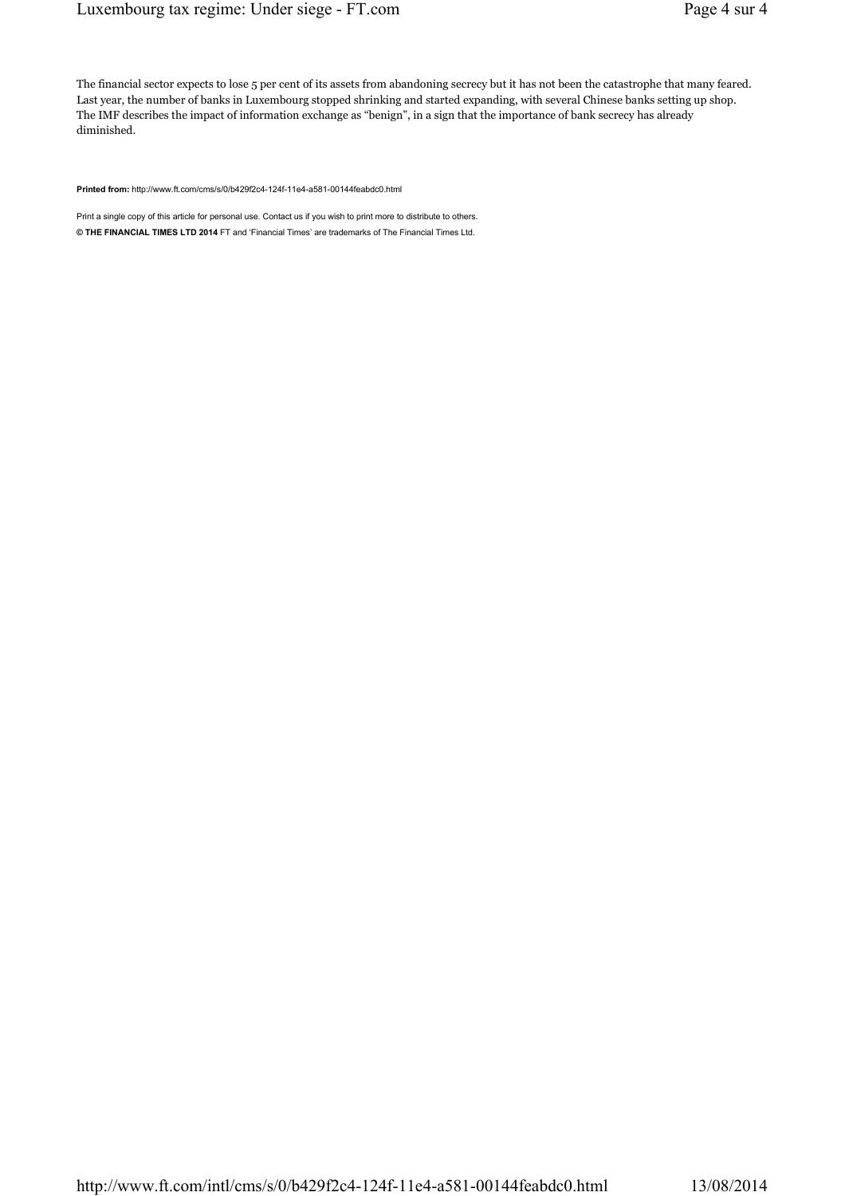The financial sector expects to lose 5 per cent of its assets from abandoning secrecy but it has not been the catastrophe that many feared. Last year, the number of banks in Luxembourg stopped shrinking and started expanding, with several Chinese banks setting up shop. The IMF describes the impact of information exchange as "benign", in a sign that the importance of bank secrecy has already diminished.

**Printed from:** http://www.ft.com/cms/s/0/b429f2c4-124f-11e4-a581-00144feabdc0.html

Print a single copy of this article for personal use. Contact us if you wish to print more to distribute to others.

**© THE FINANCIAL TIMES LTD 2014** FT and 'Financial Times' are trademarks of The Financial Times Ltd.